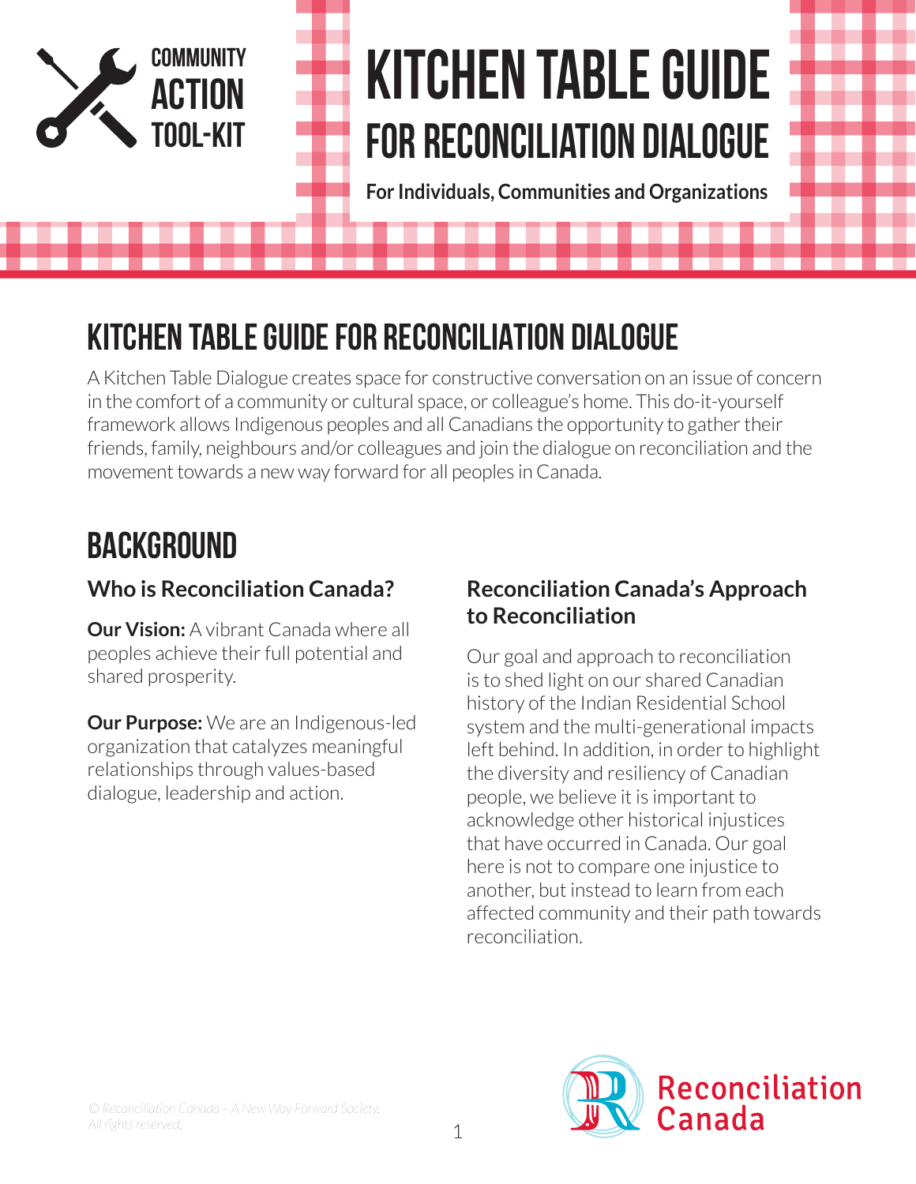COMMUNITY ACTION TOOL-KIT

# KITCHEN TABLE GUIDE FOR RECONCILIATION DIALOGUE

**For Individuals, Communities and Organizations**

## KITCHEN TABLE GUIDE FOR RECONCILIATION DIALOGUE

A Kitchen Table Dialogue creates space for constructive conversation on an issue of concern in the comfort of a community or cultural space, or colleague's home. This do-it-yourself framework allows Indigenous peoples and all Canadians the opportunity to gather their friends, family, neighbours and/or colleagues and join the dialogue on reconciliation and the movement towards a new way forward for all peoples in Canada.

## BACKGROUND

### Who is Reconciliation Canada?

**Our Vision:** A vibrant Canada where all peoples achieve their full potential and shared prosperity.

**Our Purpose:** We are an Indigenous-led organization that catalyzes meaningful relationships through values-based dialogue, leadership and action.

### Reconciliation Canada's Approach to Reconciliation

Our goal and approach to reconciliation is to shed light on our shared Canadian history of the Indian Residential School system and the multi-generational impacts left behind. In addition, in order to highlight the diversity and resiliency of Canadian people, we believe it is important to acknowledge other historical injustices that have occurred in Canada. Our goal here is not to compare one injustice to another, but instead to learn from each affected community and their path towards reconciliation.

*© Reconciliation Canada – A New Way Forward Society. All rights reserved.*

Reconciliation Canada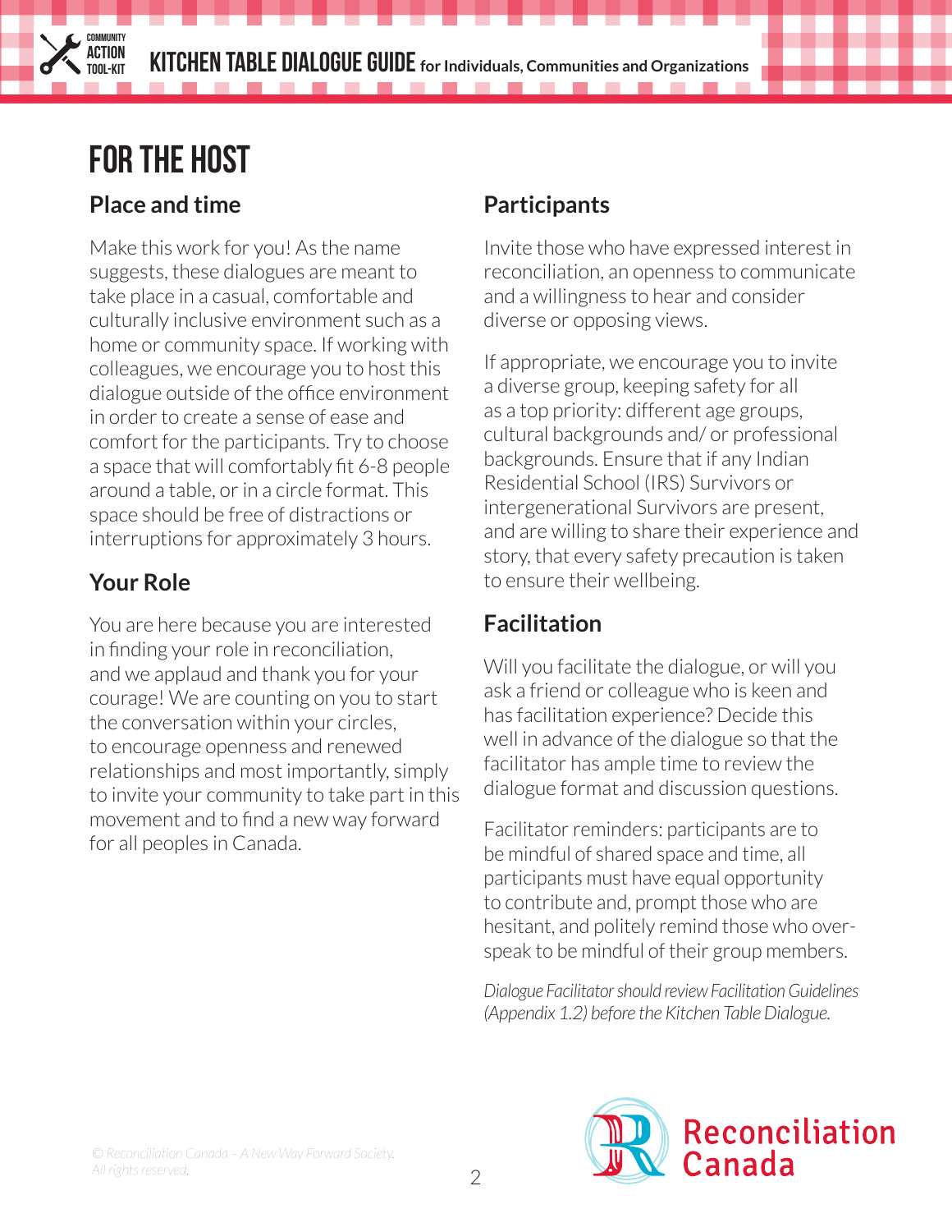# FOR THE HOST

## Place and time

Make this work for you! As the name suggests, these dialogues are meant to take place in a casual, comfortable and culturally inclusive environment such as a home or community space. If working with colleagues, we encourage you to host this dialogue outside of the office environment in order to create a sense of ease and comfort for the participants. Try to choose a space that will comfortably fit 6-8 people around a table, or in a circle format. This space should be free of distractions or interruptions for approximately 3 hours.

## Your Role

You are here because you are interested in finding your role in reconciliation, and we applaud and thank you for your courage! We are counting on you to start the conversation within your circles, to encourage openness and renewed relationships and most importantly, simply to invite your community to take part in this movement and to find a new way forward for all peoples in Canada.

## Participants

Invite those who have expressed interest in reconciliation, an openness to communicate and a willingness to hear and consider diverse or opposing views.

If appropriate, we encourage you to invite a diverse group, keeping safety for all as a top priority: different age groups, cultural backgrounds and/ or professional backgrounds. Ensure that if any Indian Residential School (IRS) Survivors or intergenerational Survivors are present, and are willing to share their experience and story, that every safety precaution is taken to ensure their wellbeing.

## Facilitation

Will you facilitate the dialogue, or will you ask a friend or colleague who is keen and has facilitation experience? Decide this well in advance of the dialogue so that the facilitator has ample time to review the dialogue format and discussion questions.

Facilitator reminders: participants are to be mindful of shared space and time, all participants must have equal opportunity to contribute and, prompt those who are hesitant, and politely remind those who over-speak to be mindful of their group members.

*Dialogue Facilitator should review Facilitation Guidelines (Appendix 1.2) before the Kitchen Table Dialogue.*

© Reconciliation Canada – A New Way Forward Society. All rights reserved.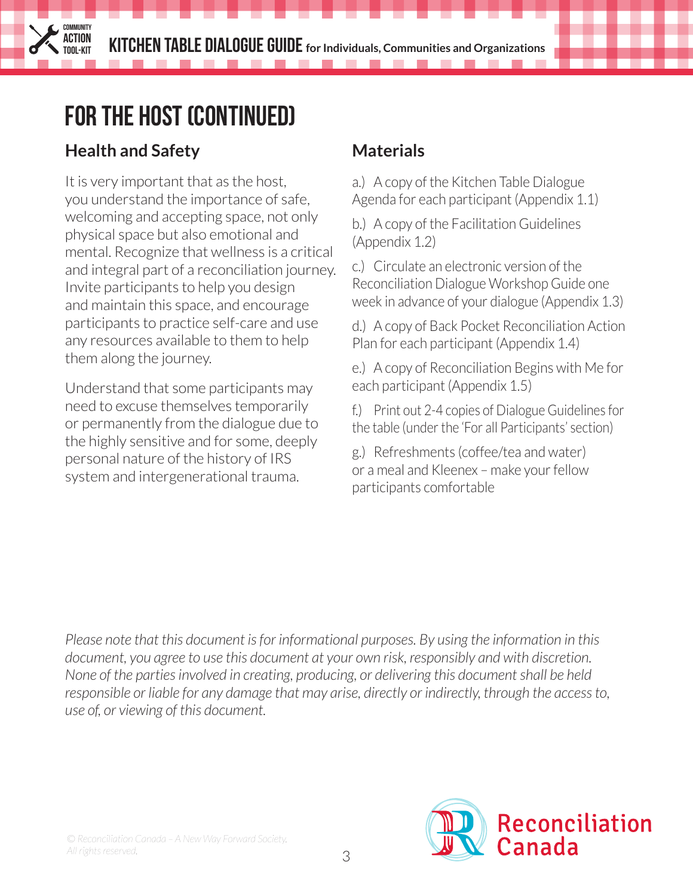# FOR THE HOST (CONTINUED)

## Health and Safety

It is very important that as the host, you understand the importance of safe, welcoming and accepting space, not only physical space but also emotional and mental. Recognize that wellness is a critical and integral part of a reconciliation journey. Invite participants to help you design and maintain this space, and encourage participants to practice self-care and use any resources available to them to help them along the journey.

Understand that some participants may need to excuse themselves temporarily or permanently from the dialogue due to the highly sensitive and for some, deeply personal nature of the history of IRS system and intergenerational trauma.

## Materials

a.) A copy of the Kitchen Table Dialogue Agenda for each participant (Appendix 1.1)

b.) A copy of the Facilitation Guidelines (Appendix 1.2)

c.) Circulate an electronic version of the Reconciliation Dialogue Workshop Guide one week in advance of your dialogue (Appendix 1.3)

d.) A copy of Back Pocket Reconciliation Action Plan for each participant (Appendix 1.4)

e.) A copy of Reconciliation Begins with Me for each participant (Appendix 1.5)

f.) Print out 2-4 copies of Dialogue Guidelines for the table (under the 'For all Participants' section)

g.) Refreshments (coffee/tea and water) or a meal and Kleenex – make your fellow participants comfortable

*Please note that this document is for informational purposes. By using the information in this document, you agree to use this document at your own risk, responsibly and with discretion. None of the parties involved in creating, producing, or delivering this document shall be held responsible or liable for any damage that may arise, directly or indirectly, through the access to, use of, or viewing of this document.*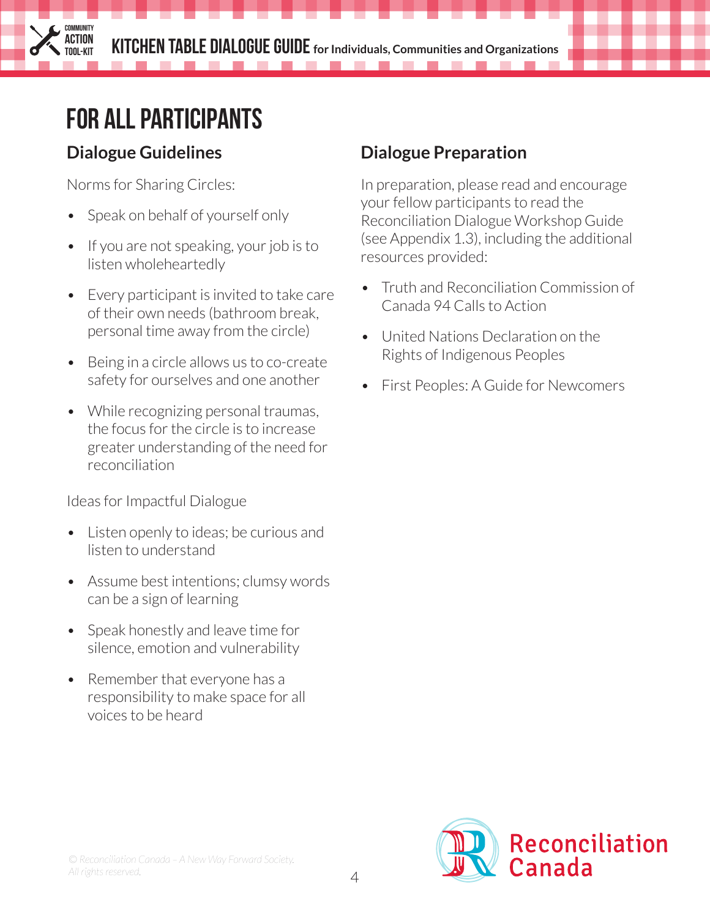# FOR ALL PARTICIPANTS

## Dialogue Guidelines

Norms for Sharing Circles:

- Speak on behalf of yourself only
- If you are not speaking, your job is to listen wholeheartedly
- Every participant is invited to take care of their own needs (bathroom break, personal time away from the circle)
- Being in a circle allows us to co-create safety for ourselves and one another
- While recognizing personal traumas, the focus for the circle is to increase greater understanding of the need for reconciliation

Ideas for Impactful Dialogue

- Listen openly to ideas; be curious and listen to understand
- Assume best intentions; clumsy words can be a sign of learning
- Speak honestly and leave time for silence, emotion and vulnerability
- Remember that everyone has a responsibility to make space for all voices to be heard

## Dialogue Preparation

In preparation, please read and encourage your fellow participants to read the Reconciliation Dialogue Workshop Guide (see Appendix 1.3), including the additional resources provided:

- Truth and Reconciliation Commission of Canada 94 Calls to Action
- United Nations Declaration on the Rights of Indigenous Peoples
- First Peoples: A Guide for Newcomers

© Reconciliation Canada – A New Way Forward Society. All rights reserved.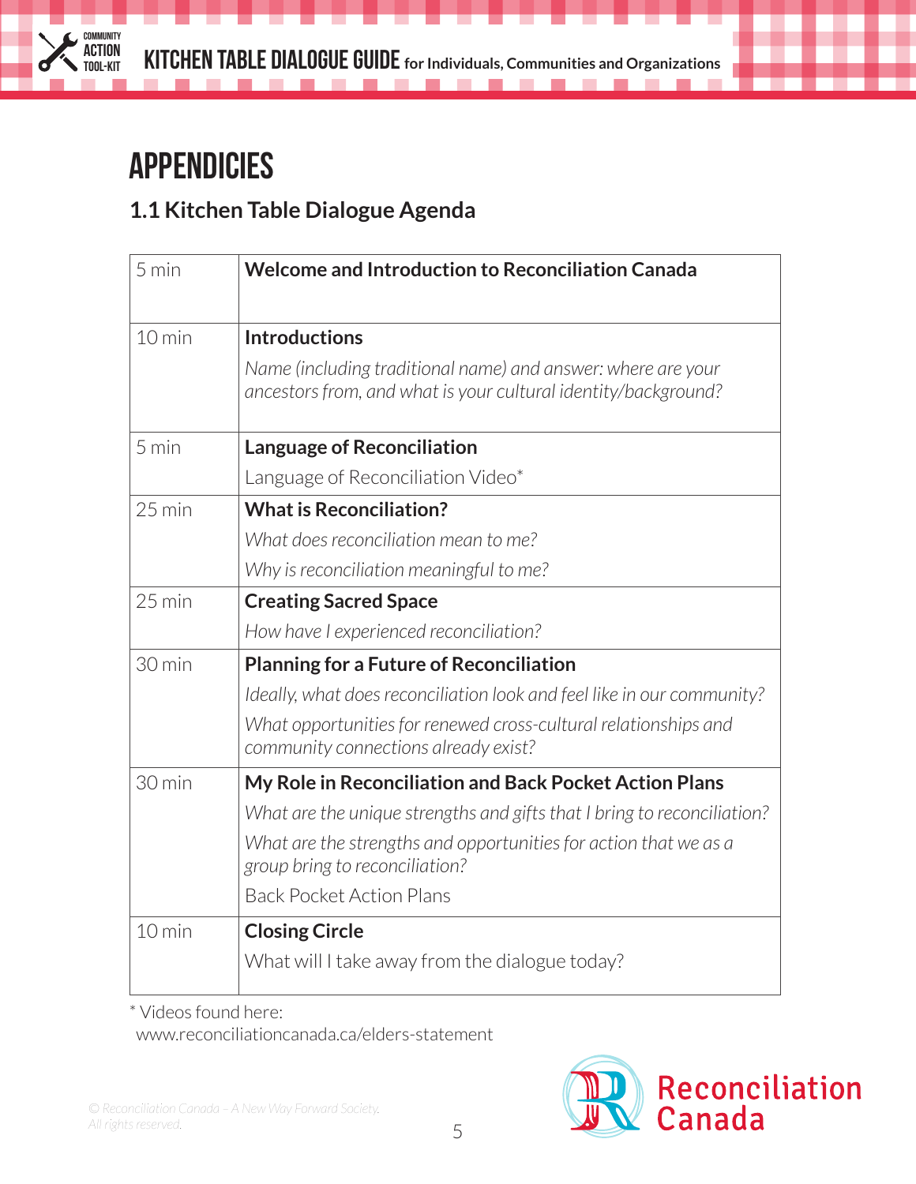# APPENDICIES

## 1.1 Kitchen Table Dialogue Agenda

| | |
|---|---|
| 5 min | **Welcome and Introduction to Reconciliation Canada** |
| 10 min | **Introductions**<br>*Name (including traditional name) and answer: where are your ancestors from, and what is your cultural identity/background?* |
| 5 min | **Language of Reconciliation**<br>Language of Reconciliation Video* |
| 25 min | **What is Reconciliation?**<br>*What does reconciliation mean to me?*<br>*Why is reconciliation meaningful to me?* |
| 25 min | **Creating Sacred Space**<br>*How have I experienced reconciliation?* |
| 30 min | **Planning for a Future of Reconciliation**<br>*Ideally, what does reconciliation look and feel like in our community?*<br>*What opportunities for renewed cross-cultural relationships and community connections already exist?* |
| 30 min | **My Role in Reconciliation and Back Pocket Action Plans**<br>*What are the unique strengths and gifts that I bring to reconciliation?*<br>*What are the strengths and opportunities for action that we as a group bring to reconciliation?*<br>Back Pocket Action Plans |
| 10 min | **Closing Circle**<br>What will I take away from the dialogue today? |

\* Videos found here:
www.reconciliationcanada.ca/elders-statement

*© Reconciliation Canada – A New Way Forward Society. All rights reserved.*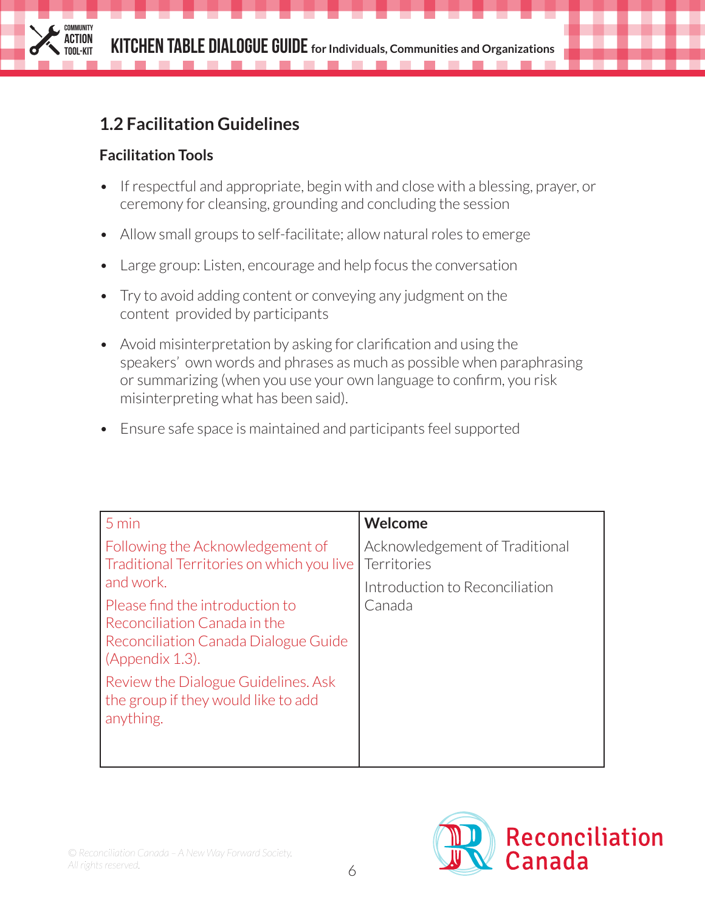## 1.2 Facilitation Guidelines

### Facilitation Tools

- If respectful and appropriate, begin with and close with a blessing, prayer, or ceremony for cleansing, grounding and concluding the session
- Allow small groups to self-facilitate; allow natural roles to emerge
- Large group: Listen, encourage and help focus the conversation
- Try to avoid adding content or conveying any judgment on the content provided by participants
- Avoid misinterpretation by asking for clarification and using the speakers' own words and phrases as much as possible when paraphrasing or summarizing (when you use your own language to confirm, you risk misinterpreting what has been said).
- Ensure safe space is maintained and participants feel supported

| 5 min | **Welcome** |
|---|---|
| Following the Acknowledgement of Traditional Territories on which you live and work.<br><br>Please find the introduction to Reconciliation Canada in the Reconciliation Canada Dialogue Guide (Appendix 1.3).<br><br>Review the Dialogue Guidelines. Ask the group if they would like to add anything. | Acknowledgement of Traditional Territories<br><br>Introduction to Reconciliation Canada |

© Reconciliation Canada – A New Way Forward Society. All rights reserved.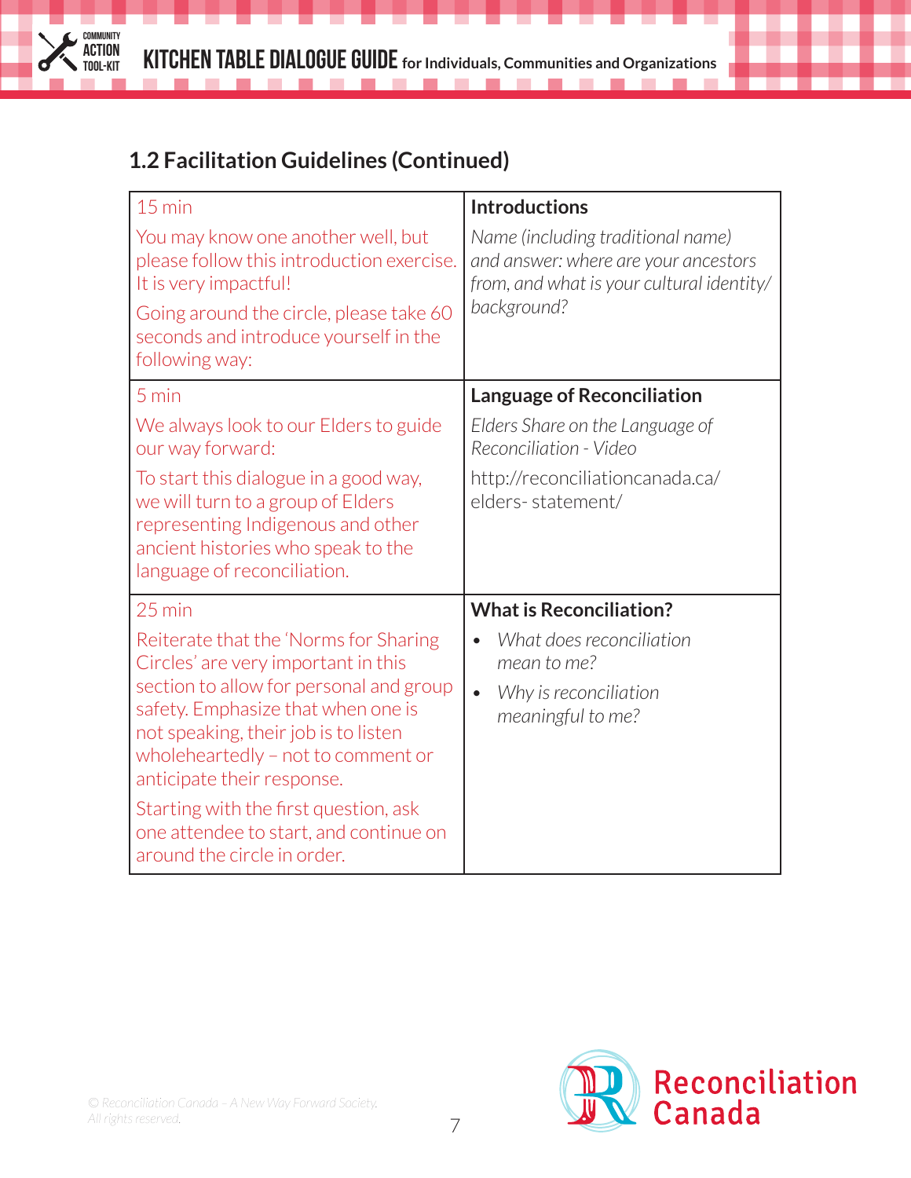## 1.2 Facilitation Guidelines (Continued)

| | |
|---|---|
| 15 min<br><br>You may know one another well, but please follow this introduction exercise. It is very impactful!<br><br>Going around the circle, please take 60 seconds and introduce yourself in the following way: | **Introductions**<br><br>*Name (including traditional name) and answer: where are your ancestors from, and what is your cultural identity/ background?* |
| 5 min<br><br>We always look to our Elders to guide our way forward:<br><br>To start this dialogue in a good way, we will turn to a group of Elders representing Indigenous and other ancient histories who speak to the language of reconciliation. | **Language of Reconciliation**<br><br>*Elders Share on the Language of Reconciliation - Video*<br><br>http://reconciliationcanada.ca/ elders- statement/ |
| 25 min<br><br>Reiterate that the 'Norms for Sharing Circles' are very important in this section to allow for personal and group safety. Emphasize that when one is not speaking, their job is to listen wholeheartedly – not to comment or anticipate their response.<br><br>Starting with the first question, ask one attendee to start, and continue on around the circle in order. | **What is Reconciliation?**<br><br>• *What does reconciliation mean to me?*<br>• *Why is reconciliation meaningful to me?* |

© Reconciliation Canada – A New Way Forward Society. All rights reserved.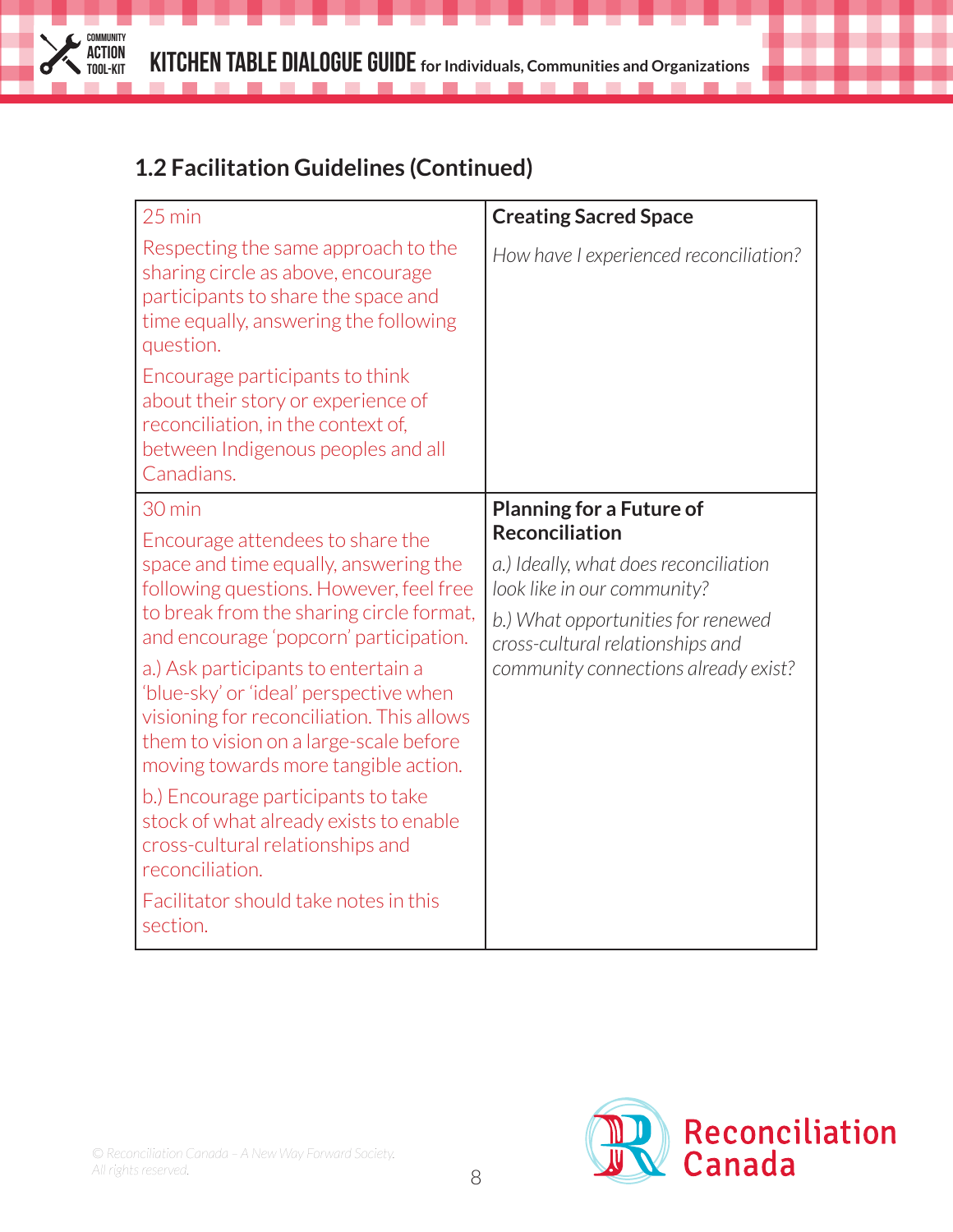## 1.2 Facilitation Guidelines (Continued)

| | |
|---|---|
| 25 min<br><br>Respecting the same approach to the sharing circle as above, encourage participants to share the space and time equally, answering the following question.<br><br>Encourage participants to think about their story or experience of reconciliation, in the context of, between Indigenous peoples and all Canadians. | **Creating Sacred Space**<br><br>*How have I experienced reconciliation?* |
| 30 min<br><br>Encourage attendees to share the space and time equally, answering the following questions. However, feel free to break from the sharing circle format, and encourage 'popcorn' participation.<br><br>a.) Ask participants to entertain a 'blue-sky' or 'ideal' perspective when visioning for reconciliation. This allows them to vision on a large-scale before moving towards more tangible action.<br><br>b.) Encourage participants to take stock of what already exists to enable cross-cultural relationships and reconciliation.<br><br>Facilitator should take notes in this section. | **Planning for a Future of Reconciliation**<br><br>*a.) Ideally, what does reconciliation look like in our community?*<br><br>*b.) What opportunities for renewed cross-cultural relationships and community connections already exist?* |

© Reconciliation Canada – A New Way Forward Society. All rights reserved.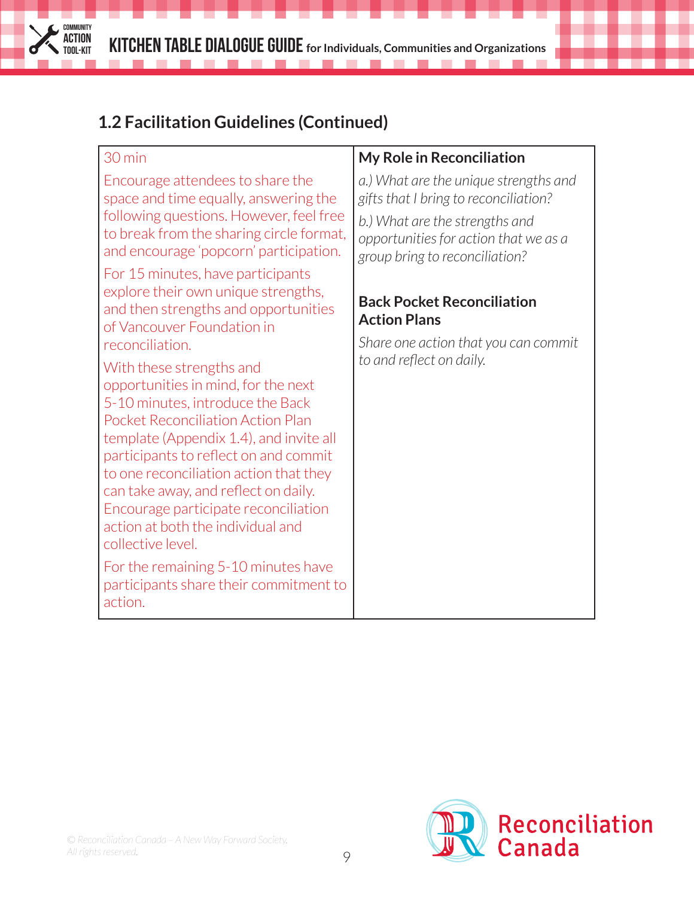## 1.2 Facilitation Guidelines (Continued)

| 30 min | **My Role in Reconciliation** |
|---|---|
| Encourage attendees to share the space and time equally, answering the following questions. However, feel free to break from the sharing circle format, and encourage 'popcorn' participation.<br><br>For 15 minutes, have participants explore their own unique strengths, and then strengths and opportunities of Vancouver Foundation in reconciliation.<br><br>With these strengths and opportunities in mind, for the next 5-10 minutes, introduce the Back Pocket Reconciliation Action Plan template (Appendix 1.4), and invite all participants to reflect on and commit to one reconciliation action that they can take away, and reflect on daily. Encourage participate reconciliation action at both the individual and collective level.<br><br>For the remaining 5-10 minutes have participants share their commitment to action. | *a.) What are the unique strengths and gifts that I bring to reconciliation?*<br><br>*b.) What are the strengths and opportunities for action that we as a group bring to reconciliation?*<br><br>**Back Pocket Reconciliation Action Plans**<br><br>*Share one action that you can commit to and reflect on daily.* |

© Reconciliation Canada – A New Way Forward Society. All rights reserved.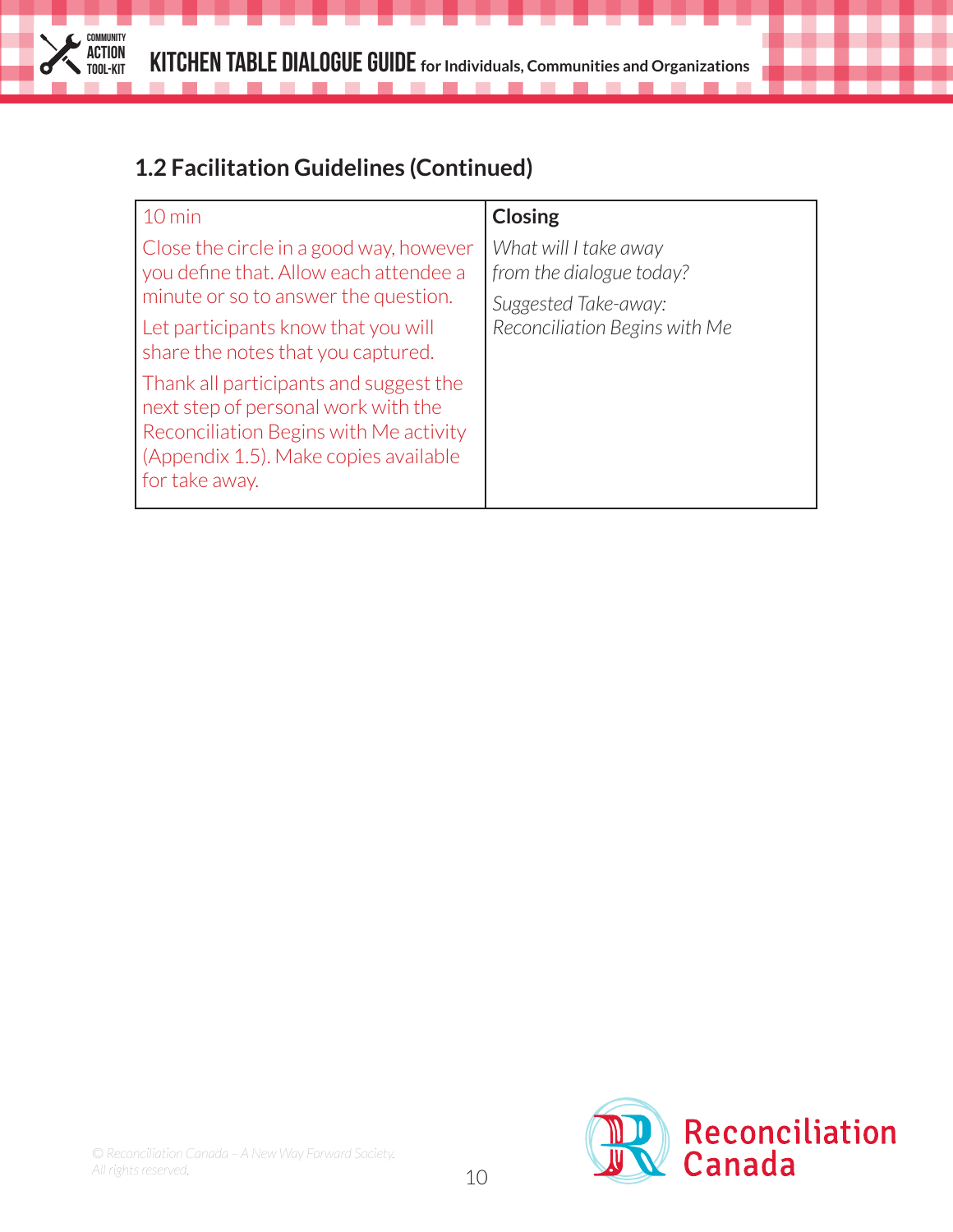## 1.2 Facilitation Guidelines (Continued)

| 10 min | **Closing** |
|---|---|
| Close the circle in a good way, however you define that. Allow each attendee a minute or so to answer the question.<br><br>Let participants know that you will share the notes that you captured.<br><br>Thank all participants and suggest the next step of personal work with the Reconciliation Begins with Me activity (Appendix 1.5). Make copies available for take away. | *What will I take away from the dialogue today?*<br><br>*Suggested Take-away: Reconciliation Begins with Me* |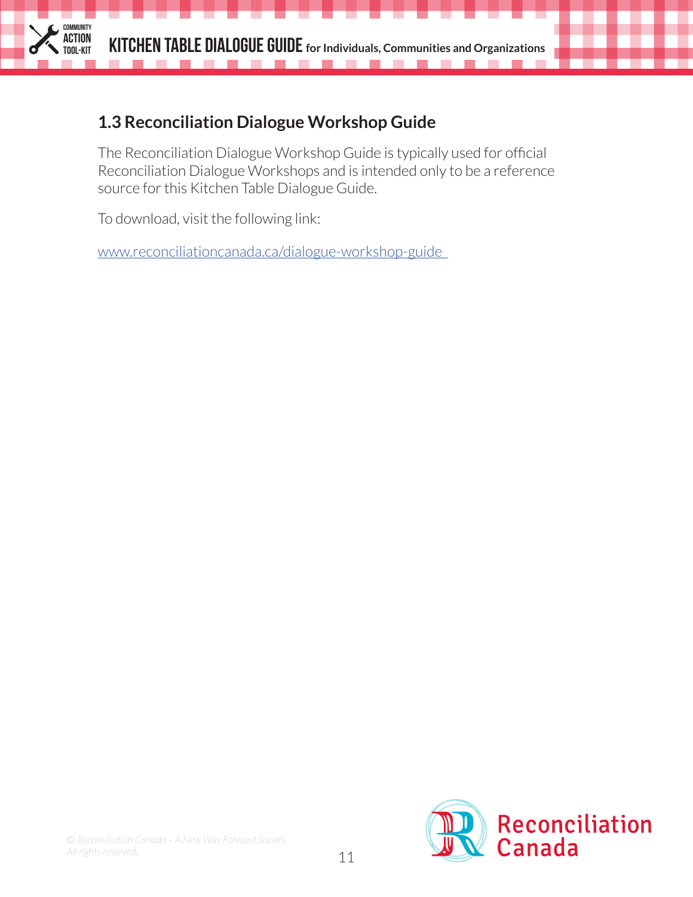## 1.3 Reconciliation Dialogue Workshop Guide

The Reconciliation Dialogue Workshop Guide is typically used for official Reconciliation Dialogue Workshops and is intended only to be a reference source for this Kitchen Table Dialogue Guide.

To download, visit the following link:

www.reconciliationcanada.ca/dialogue-workshop-guide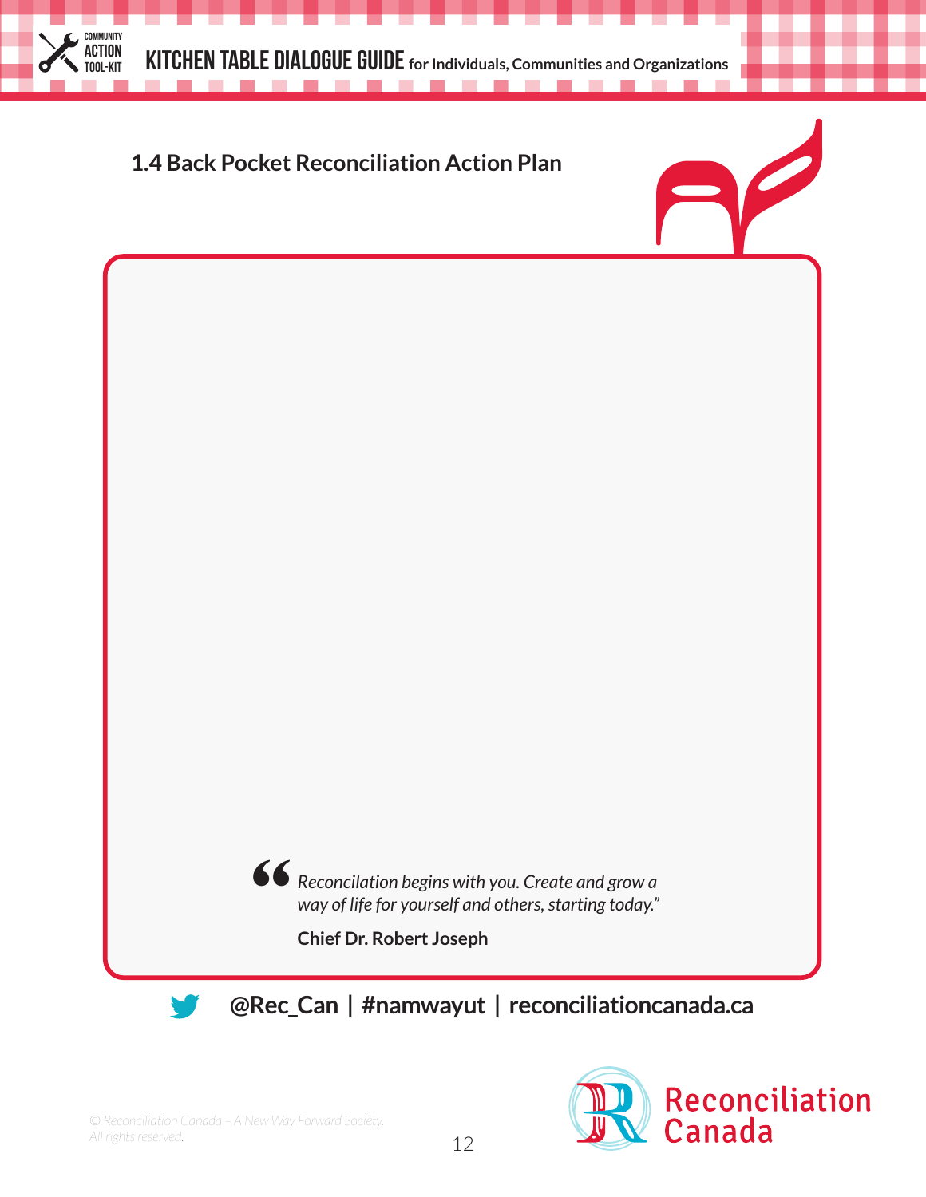### 1.4 Back Pocket Reconciliation Action Plan

> *"Reconcilation begins with you. Create and grow a way of life for yourself and others, starting today."*
>
> **Chief Dr. Robert Joseph**

**@Rec_Can | #namwayut | reconciliationcanada.ca**

*© Reconciliation Canada – A New Way Forward Society. All rights reserved.*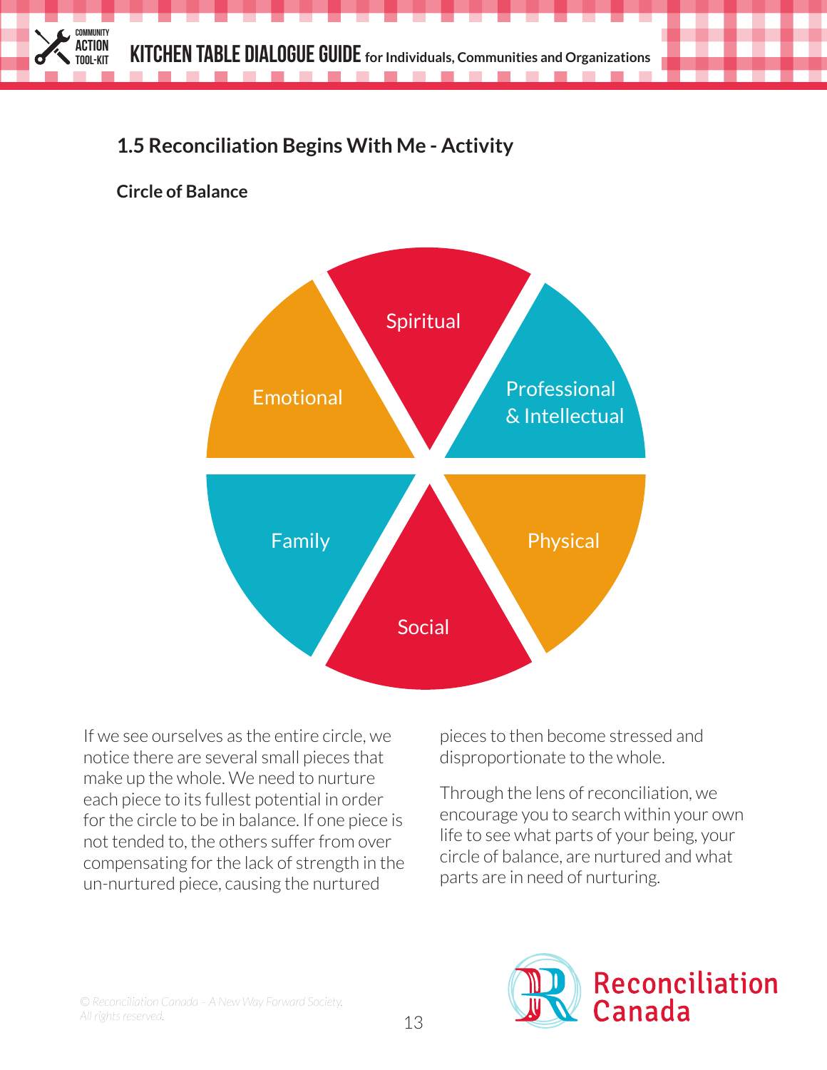## 1.5 Reconciliation Begins With Me - Activity

### Circle of Balance

Spiritual

Professional & Intellectual

Physical

Social

Family

Emotional

If we see ourselves as the entire circle, we notice there are several small pieces that make up the whole. We need to nurture each piece to its fullest potential in order for the circle to be in balance. If one piece is not tended to, the others suffer from over compensating for the lack of strength in the un-nurtured piece, causing the nurtured pieces to then become stressed and disproportionate to the whole.

Through the lens of reconciliation, we encourage you to search within your own life to see what parts of your being, your circle of balance, are nurtured and what parts are in need of nurturing.

*© Reconciliation Canada – A New Way Forward Society. All rights reserved.*

Reconciliation Canada